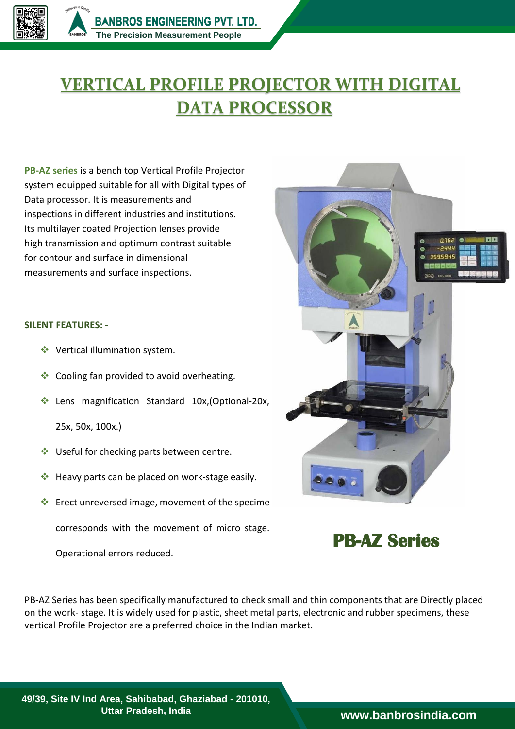# VERTICAL PROFILE PROJECTOR WITH DIGITAL DATA PROCESSOR

**PB-AZ series** is a bench top Vertical Profile Projector system equipped suitable for all with Digital types of Data processor. It is measurements and inspections in different industries and institutions. Its multilayer coated Projection lenses provide high transmission and optimum contrast suitable for contour and surface in dimensional measurements and surface inspections.

**SILENT FEATURES: -**

- Vertical illumination system.
- Cooling fan provided to avoid overheating.
- Lens magnification Standard 10x,(Optional-20x, 25x, 50x, 100x.)
- Useful for checking parts between centre.
- Heavy parts can be placed on work-stage easily.
- Erect unreversed image, movement of the specime corresponds with the movement of micro stage. Operational errors reduced.

## PB-AZ Series

PB-AZ Series has been specifically manufactured to check small and thin components that are Directly placed on the work- stage. It is widely used for plastic, sheet metal parts, electronic and rubber specimens, these vertical Profile Projector are a preferred choice in the Indian market.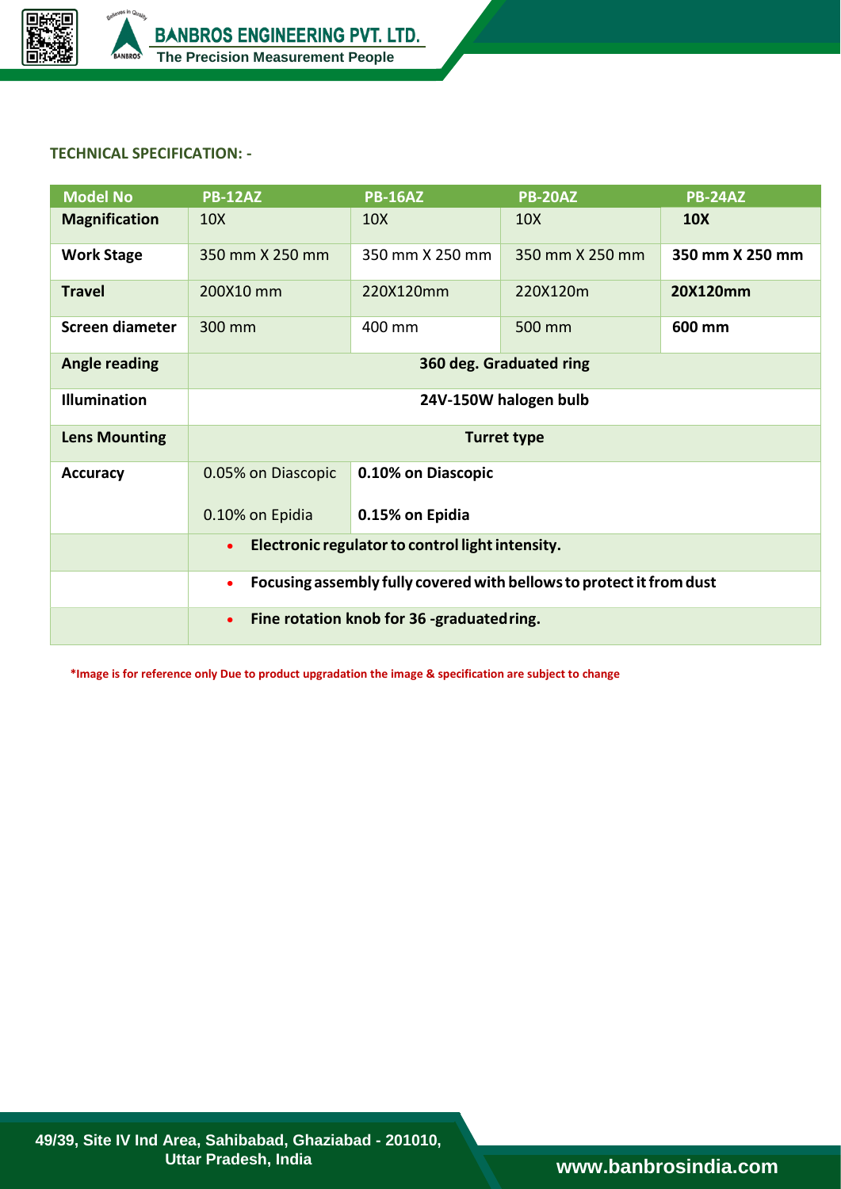**TECHNICAL SPECIFICATION: -**

| Model No | PB-12AZ | PB-16AZ | PB-20AZ | PB-24AZ |
|---|---|---|---|---|
| **Magnification** | 10X | 10X | 10X | **10X** |
| **Work Stage** | 350 mm X 250 mm | 350 mm X 250 mm | 350 mm X 250 mm | **350 mm X 250 mm** |
| **Travel** | 200X10 mm | 220X120mm | 220X120m | **20X120mm** |
| **Screen diameter** | 300 mm | 400 mm | 500 mm | **600 mm** |
| **Angle reading** | **360 deg. Graduated ring** | | | |
| **Illumination** | **24V-150W halogen bulb** | | | |
| **Lens Mounting** | **Turret type** | | | |
| **Accuracy** | 0.05% on Diascopic<br><br>0.10% on Epidia | **0.10% on Diascopic**<br><br>**0.15% on Epidia** | | |
| | • **Electronic regulator to control light intensity.** | | | |
| | • **Focusing assembly fully covered with bellows to protect it from dust** | | | |
| | • **Fine rotation knob for 36 -graduated ring.** | | | |

***Image is for reference only Due to product upgradation the image & specification are subject to change**